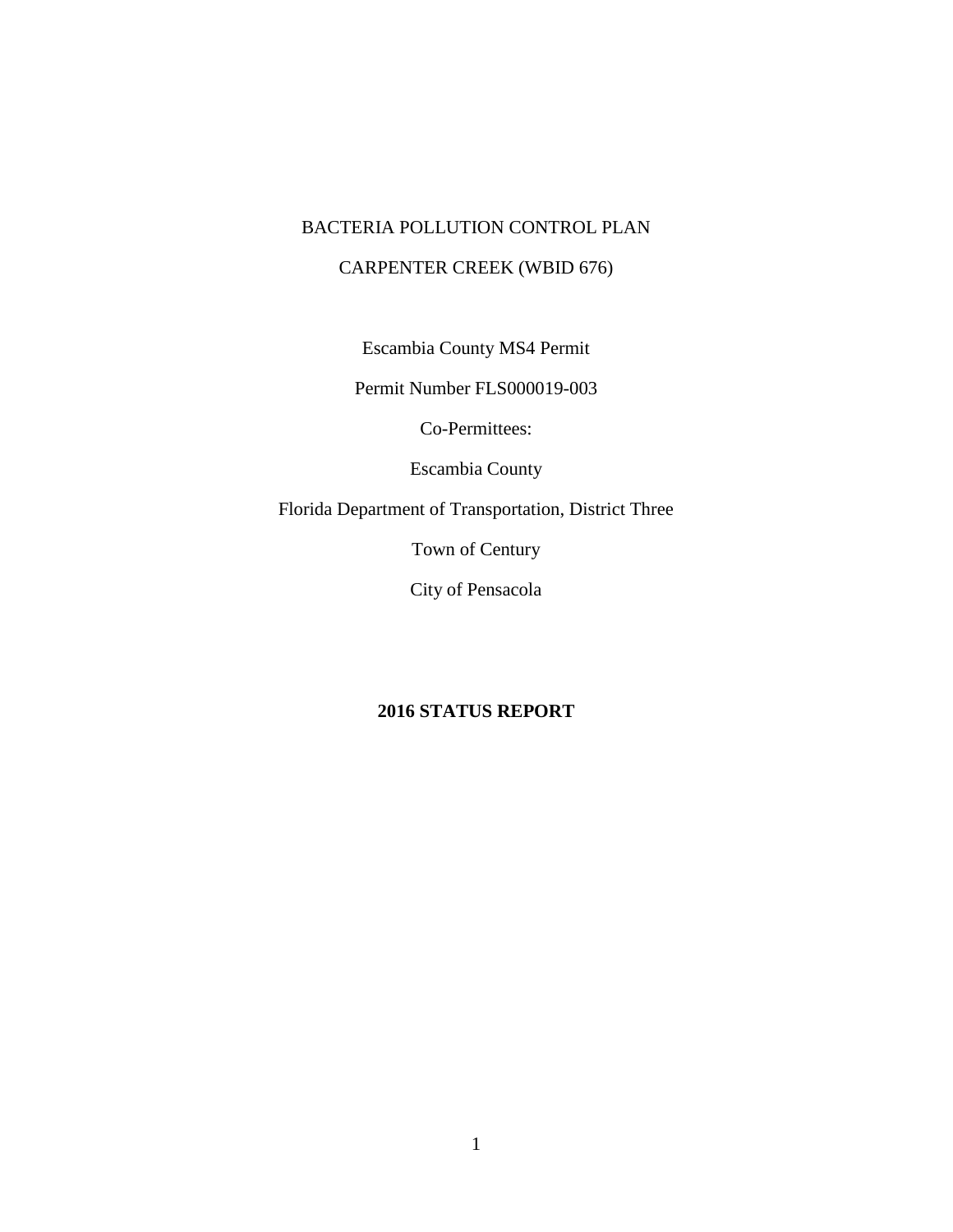# BACTERIA POLLUTION CONTROL PLAN

# CARPENTER CREEK (WBID 676)

Escambia County MS4 Permit

Permit Number FLS000019-003

Co-Permittees:

Escambia County

Florida Department of Transportation, District Three

Town of Century

City of Pensacola

**2016 STATUS REPORT**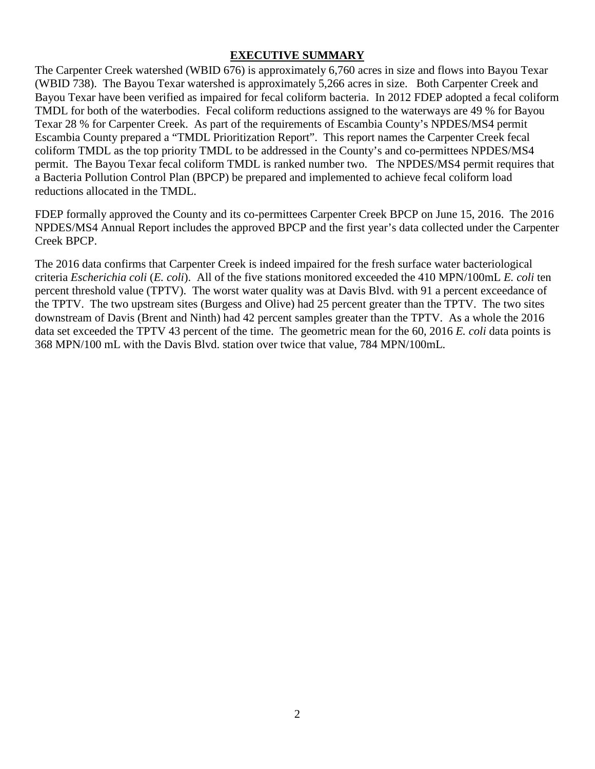## EXECUTIVE SUMMARY

The Carpenter Creek watershed (WBID 676) is approximately 6,760 acres in size and flows into Bayou Texar (WBID 738). The Bayou Texar watershed is approximately 5,266 acres in size. Both Carpenter Creek and Bayou Texar have been verified as impaired for fecal coliform bacteria. In 2012 FDEP adopted a fecal coliform TMDL for both of the waterbodies. Fecal coliform reductions assigned to the waterways are 49 % for Bayou Texar 28 % for Carpenter Creek. As part of the requirements of Escambia County's NPDES/MS4 permit Escambia County prepared a "TMDL Prioritization Report". This report names the Carpenter Creek fecal coliform TMDL as the top priority TMDL to be addressed in the County's and co-permittees NPDES/MS4 permit. The Bayou Texar fecal coliform TMDL is ranked number two. The NPDES/MS4 permit requires that a Bacteria Pollution Control Plan (BPCP) be prepared and implemented to achieve fecal coliform load reductions allocated in the TMDL.

FDEP formally approved the County and its co-permittees Carpenter Creek BPCP on June 15, 2016. The 2016 NPDES/MS4 Annual Report includes the approved BPCP and the first year's data collected under the Carpenter Creek BPCP.

The 2016 data confirms that Carpenter Creek is indeed impaired for the fresh surface water bacteriological criteria *Escherichia coli* (*E. coli*). All of the five stations monitored exceeded the 410 MPN/100mL *E. coli* ten percent threshold value (TPTV). The worst water quality was at Davis Blvd. with 91 a percent exceedance of the TPTV. The two upstream sites (Burgess and Olive) had 25 percent greater than the TPTV. The two sites downstream of Davis (Brent and Ninth) had 42 percent samples greater than the TPTV. As a whole the 2016 data set exceeded the TPTV 43 percent of the time. The geometric mean for the 60, 2016 *E. coli* data points is 368 MPN/100 mL with the Davis Blvd. station over twice that value, 784 MPN/100mL.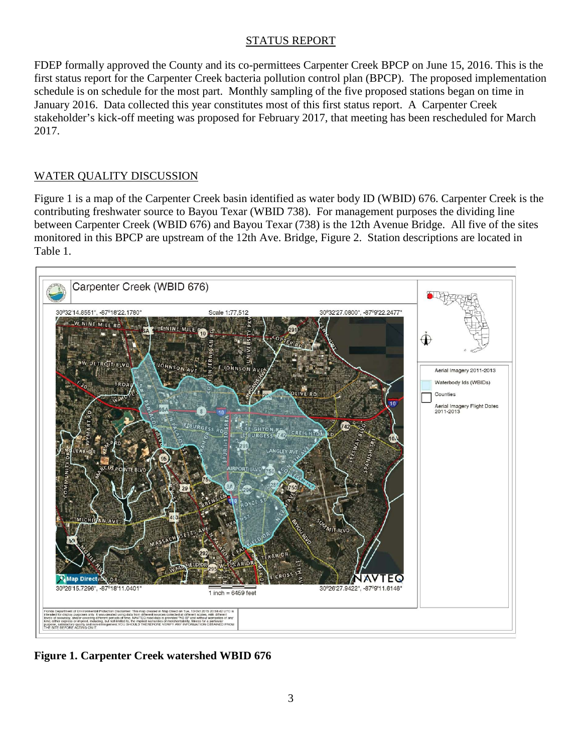## STATUS REPORT

FDEP formally approved the County and its co-permittees Carpenter Creek BPCP on June 15, 2016. This is the first status report for the Carpenter Creek bacteria pollution control plan (BPCP). The proposed implementation schedule is on schedule for the most part. Monthly sampling of the five proposed stations began on time in January 2016. Data collected this year constitutes most of this first status report. A Carpenter Creek stakeholder's kick-off meeting was proposed for February 2017, that meeting has been rescheduled for March 2017.

## WATER QUALITY DISCUSSION

Figure 1 is a map of the Carpenter Creek basin identified as water body ID (WBID) 676. Carpenter Creek is the contributing freshwater source to Bayou Texar (WBID 738). For management purposes the dividing line between Carpenter Creek (WBID 676) and Bayou Texar (738) is the 12th Avenue Bridge. All five of the sites monitored in this BPCP are upstream of the 12th Ave. Bridge, Figure 2. Station descriptions are located in Table 1.

**Figure 1. Carpenter Creek watershed WBID 676**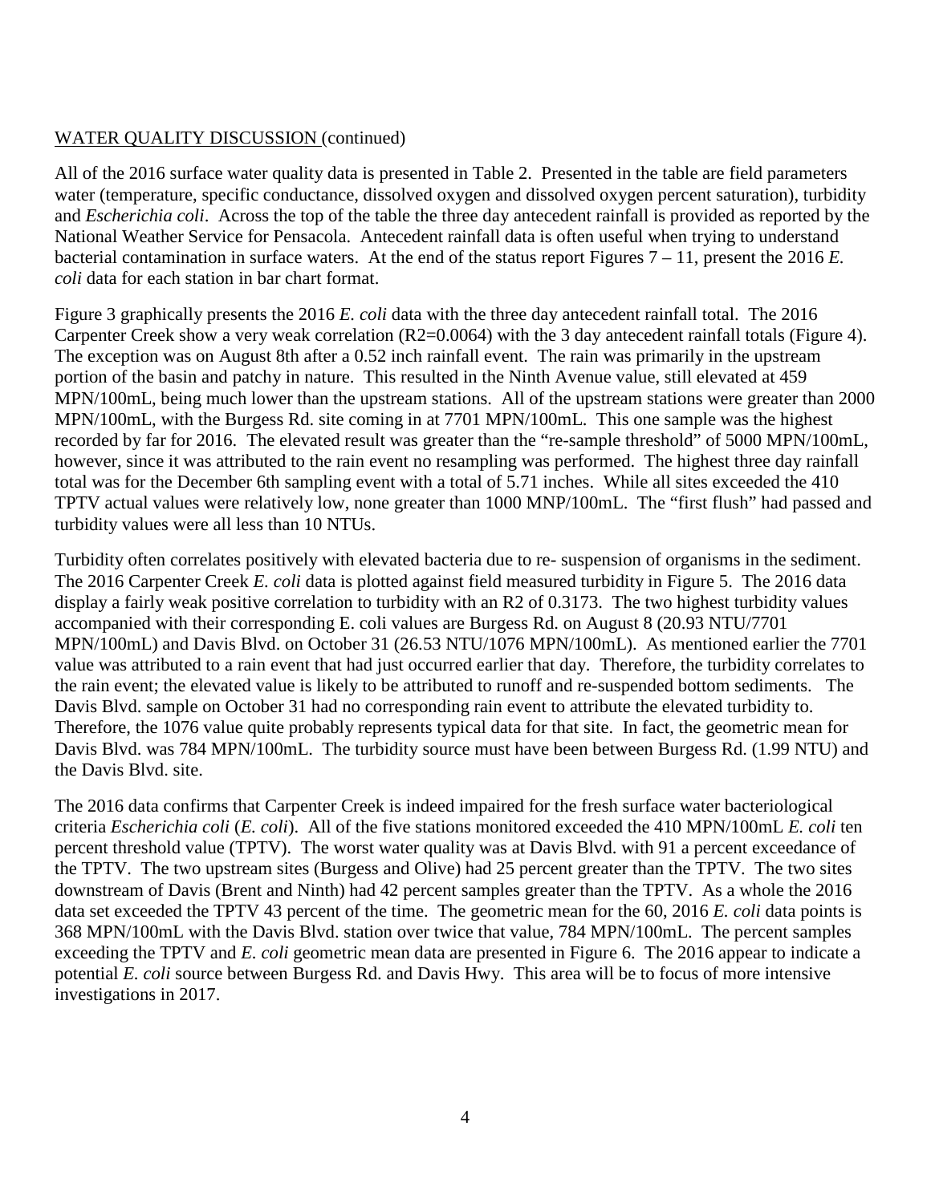WATER QUALITY DISCUSSION (continued)

All of the 2016 surface water quality data is presented in Table 2. Presented in the table are field parameters water (temperature, specific conductance, dissolved oxygen and dissolved oxygen percent saturation), turbidity and *Escherichia coli*. Across the top of the table the three day antecedent rainfall is provided as reported by the National Weather Service for Pensacola. Antecedent rainfall data is often useful when trying to understand bacterial contamination in surface waters. At the end of the status report Figures 7 – 11, present the 2016 *E. coli* data for each station in bar chart format.

Figure 3 graphically presents the 2016 *E. coli* data with the three day antecedent rainfall total. The 2016 Carpenter Creek show a very weak correlation (R2=0.0064) with the 3 day antecedent rainfall totals (Figure 4). The exception was on August 8th after a 0.52 inch rainfall event. The rain was primarily in the upstream portion of the basin and patchy in nature. This resulted in the Ninth Avenue value, still elevated at 459 MPN/100mL, being much lower than the upstream stations. All of the upstream stations were greater than 2000 MPN/100mL, with the Burgess Rd. site coming in at 7701 MPN/100mL. This one sample was the highest recorded by far for 2016. The elevated result was greater than the "re-sample threshold" of 5000 MPN/100mL, however, since it was attributed to the rain event no resampling was performed. The highest three day rainfall total was for the December 6th sampling event with a total of 5.71 inches. While all sites exceeded the 410 TPTV actual values were relatively low, none greater than 1000 MNP/100mL. The "first flush" had passed and turbidity values were all less than 10 NTUs.

Turbidity often correlates positively with elevated bacteria due to re- suspension of organisms in the sediment. The 2016 Carpenter Creek *E. coli* data is plotted against field measured turbidity in Figure 5. The 2016 data display a fairly weak positive correlation to turbidity with an R2 of 0.3173. The two highest turbidity values accompanied with their corresponding E. coli values are Burgess Rd. on August 8 (20.93 NTU/7701 MPN/100mL) and Davis Blvd. on October 31 (26.53 NTU/1076 MPN/100mL). As mentioned earlier the 7701 value was attributed to a rain event that had just occurred earlier that day. Therefore, the turbidity correlates to the rain event; the elevated value is likely to be attributed to runoff and re-suspended bottom sediments. The Davis Blvd. sample on October 31 had no corresponding rain event to attribute the elevated turbidity to. Therefore, the 1076 value quite probably represents typical data for that site. In fact, the geometric mean for Davis Blvd. was 784 MPN/100mL. The turbidity source must have been between Burgess Rd. (1.99 NTU) and the Davis Blvd. site.

The 2016 data confirms that Carpenter Creek is indeed impaired for the fresh surface water bacteriological criteria *Escherichia coli* (*E. coli*). All of the five stations monitored exceeded the 410 MPN/100mL *E. coli* ten percent threshold value (TPTV). The worst water quality was at Davis Blvd. with 91 a percent exceedance of the TPTV. The two upstream sites (Burgess and Olive) had 25 percent greater than the TPTV. The two sites downstream of Davis (Brent and Ninth) had 42 percent samples greater than the TPTV. As a whole the 2016 data set exceeded the TPTV 43 percent of the time. The geometric mean for the 60, 2016 *E. coli* data points is 368 MPN/100mL with the Davis Blvd. station over twice that value, 784 MPN/100mL. The percent samples exceeding the TPTV and *E. coli* geometric mean data are presented in Figure 6. The 2016 appear to indicate a potential *E. coli* source between Burgess Rd. and Davis Hwy. This area will be to focus of more intensive investigations in 2017.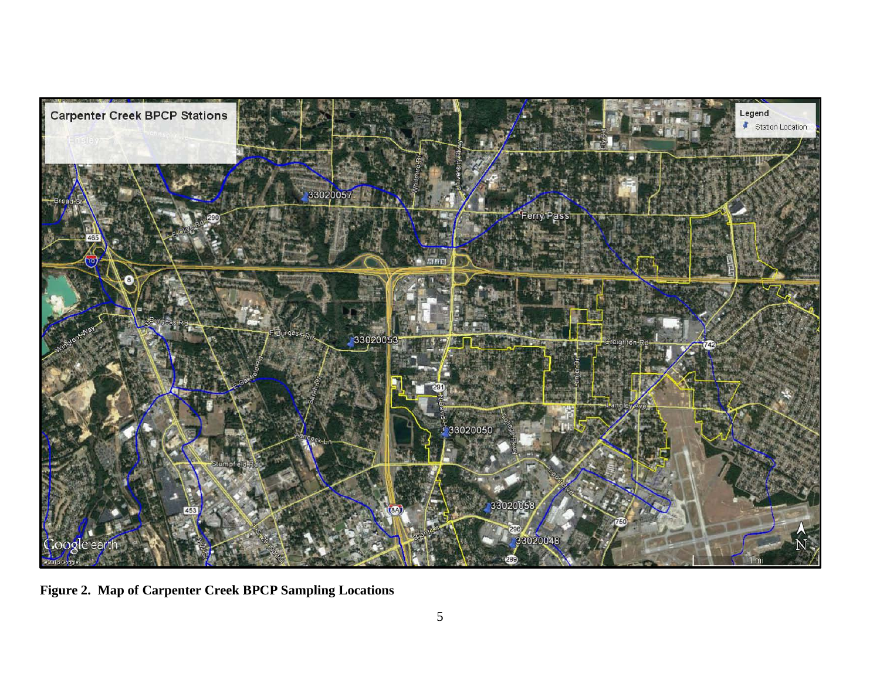**Figure 2. Map of Carpenter Creek BPCP Sampling Locations**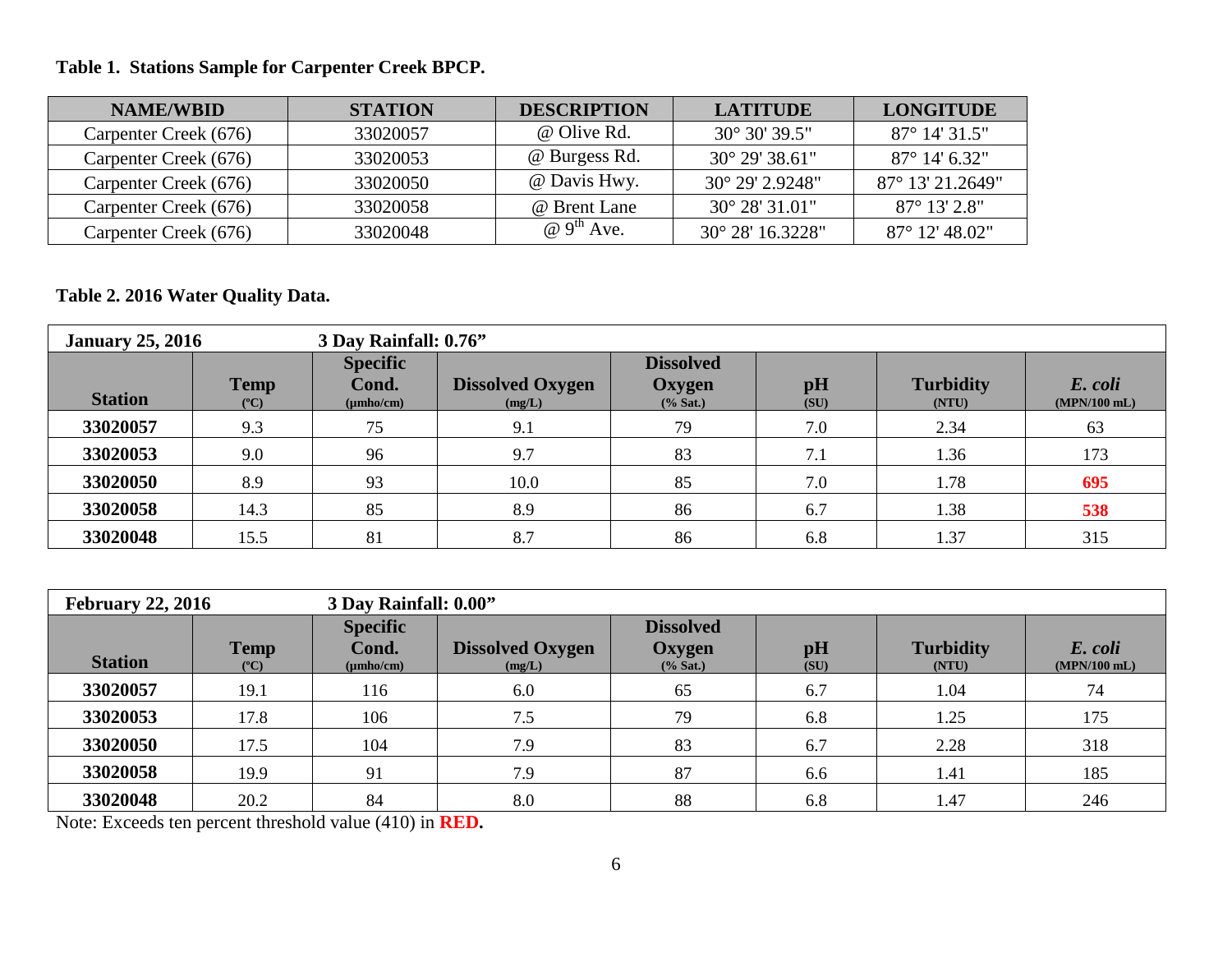**Table 1. Stations Sample for Carpenter Creek BPCP.**

| NAME/WBID | STATION | DESCRIPTION | LATITUDE | LONGITUDE |
|---|---|---|---|---|
| Carpenter Creek (676) | 33020057 | @ Olive Rd. | 30° 30' 39.5" | 87° 14' 31.5" |
| Carpenter Creek (676) | 33020053 | @ Burgess Rd. | 30° 29' 38.61" | 87° 14' 6.32" |
| Carpenter Creek (676) | 33020050 | @ Davis Hwy. | 30° 29' 2.9248" | 87° 13' 21.2649" |
| Carpenter Creek (676) | 33020058 | @ Brent Lane | 30° 28' 31.01" | 87° 13' 2.8" |
| Carpenter Creek (676) | 33020048 | @ 9th Ave. | 30° 28' 16.3228" | 87° 12' 48.02" |

**Table 2. 2016 Water Quality Data.**

| **January 25, 2016** | | **3 Day Rainfall: 0.76"** | | | | | |
|---|---|---|---|---|---|---|---|
| **Station** | **Temp** (°C) | **Specific Cond.** (µmho/cm) | **Dissolved Oxygen** (mg/L) | **Dissolved Oxygen** (% Sat.) | **pH** (SU) | **Turbidity** (NTU) | ***E. coli*** (MPN/100 mL) |
| **33020057** | 9.3 | 75 | 9.1 | 79 | 7.0 | 2.34 | 63 |
| **33020053** | 9.0 | 96 | 9.7 | 83 | 7.1 | 1.36 | 173 |
| **33020050** | 8.9 | 93 | 10.0 | 85 | 7.0 | 1.78 | **695** |
| **33020058** | 14.3 | 85 | 8.9 | 86 | 6.7 | 1.38 | **538** |
| **33020048** | 15.5 | 81 | 8.7 | 86 | 6.8 | 1.37 | 315 |

| **February 22, 2016** | | **3 Day Rainfall: 0.00"** | | | | | |
|---|---|---|---|---|---|---|---|
| **Station** | **Temp** (°C) | **Specific Cond.** (µmho/cm) | **Dissolved Oxygen** (mg/L) | **Dissolved Oxygen** (% Sat.) | **pH** (SU) | **Turbidity** (NTU) | ***E. coli*** (MPN/100 mL) |
| **33020057** | 19.1 | 116 | 6.0 | 65 | 6.7 | 1.04 | 74 |
| **33020053** | 17.8 | 106 | 7.5 | 79 | 6.8 | 1.25 | 175 |
| **33020050** | 17.5 | 104 | 7.9 | 83 | 6.7 | 2.28 | 318 |
| **33020058** | 19.9 | 91 | 7.9 | 87 | 6.6 | 1.41 | 185 |
| **33020048** | 20.2 | 84 | 8.0 | 88 | 6.8 | 1.47 | 246 |

Note: Exceeds ten percent threshold value (410) in **RED.**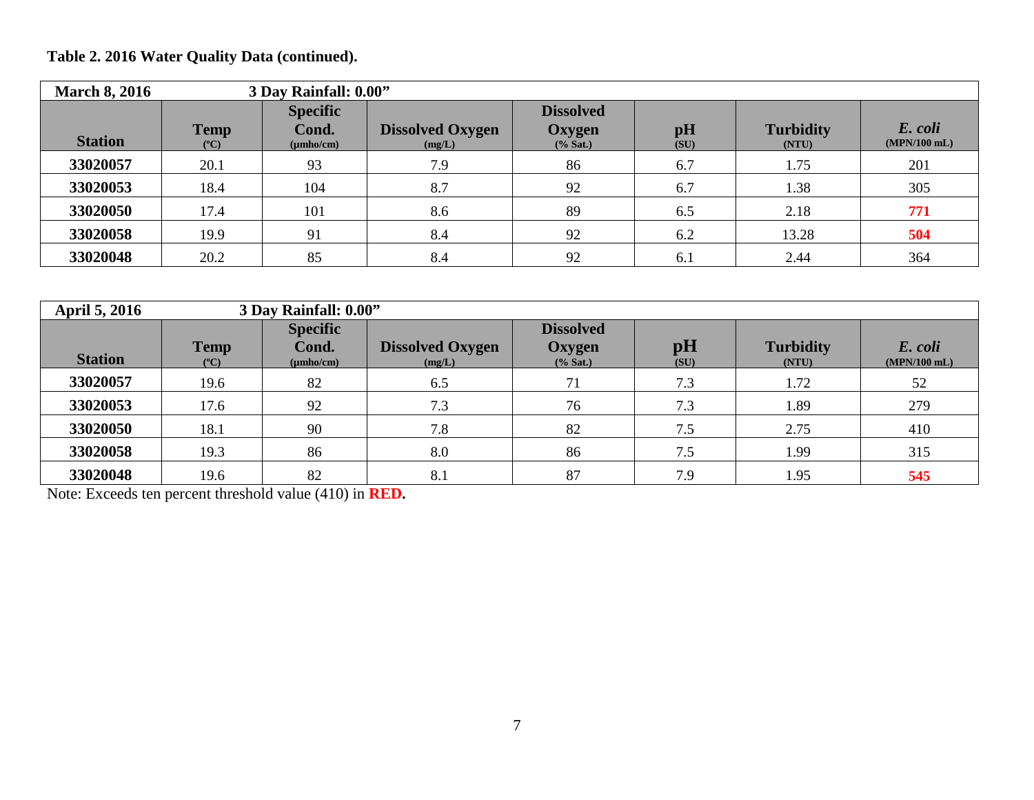**Table 2. 2016 Water Quality Data (continued).**

| March 8, 2016 | 3 Day Rainfall: 0.00" | | | | | | |
|---|---|---|---|---|---|---|---|
| **Station** | **Temp** (°C) | **Specific Cond.** (µmho/cm) | **Dissolved Oxygen** (mg/L) | **Dissolved Oxygen** (% Sat.) | **pH** (SU) | **Turbidity** (NTU) | ***E. coli*** (MPN/100 mL) |
| **33020057** | 20.1 | 93 | 7.9 | 86 | 6.7 | 1.75 | 201 |
| **33020053** | 18.4 | 104 | 8.7 | 92 | 6.7 | 1.38 | 305 |
| **33020050** | 17.4 | 101 | 8.6 | 89 | 6.5 | 2.18 | **771** |
| **33020058** | 19.9 | 91 | 8.4 | 92 | 6.2 | 13.28 | **504** |
| **33020048** | 20.2 | 85 | 8.4 | 92 | 6.1 | 2.44 | 364 |

| April 5, 2016 | 3 Day Rainfall: 0.00" | | | | | | |
|---|---|---|---|---|---|---|---|
| **Station** | **Temp** (°C) | **Specific Cond.** (µmho/cm) | **Dissolved Oxygen** (mg/L) | **Dissolved Oxygen** (% Sat.) | **pH** (SU) | **Turbidity** (NTU) | ***E. coli*** (MPN/100 mL) |
| **33020057** | 19.6 | 82 | 6.5 | 71 | 7.3 | 1.72 | 52 |
| **33020053** | 17.6 | 92 | 7.3 | 76 | 7.3 | 1.89 | 279 |
| **33020050** | 18.1 | 90 | 7.8 | 82 | 7.5 | 2.75 | 410 |
| **33020058** | 19.3 | 86 | 8.0 | 86 | 7.5 | 1.99 | 315 |
| **33020048** | 19.6 | 82 | 8.1 | 87 | 7.9 | 1.95 | **545** |

Note: Exceeds ten percent threshold value (410) in **RED.**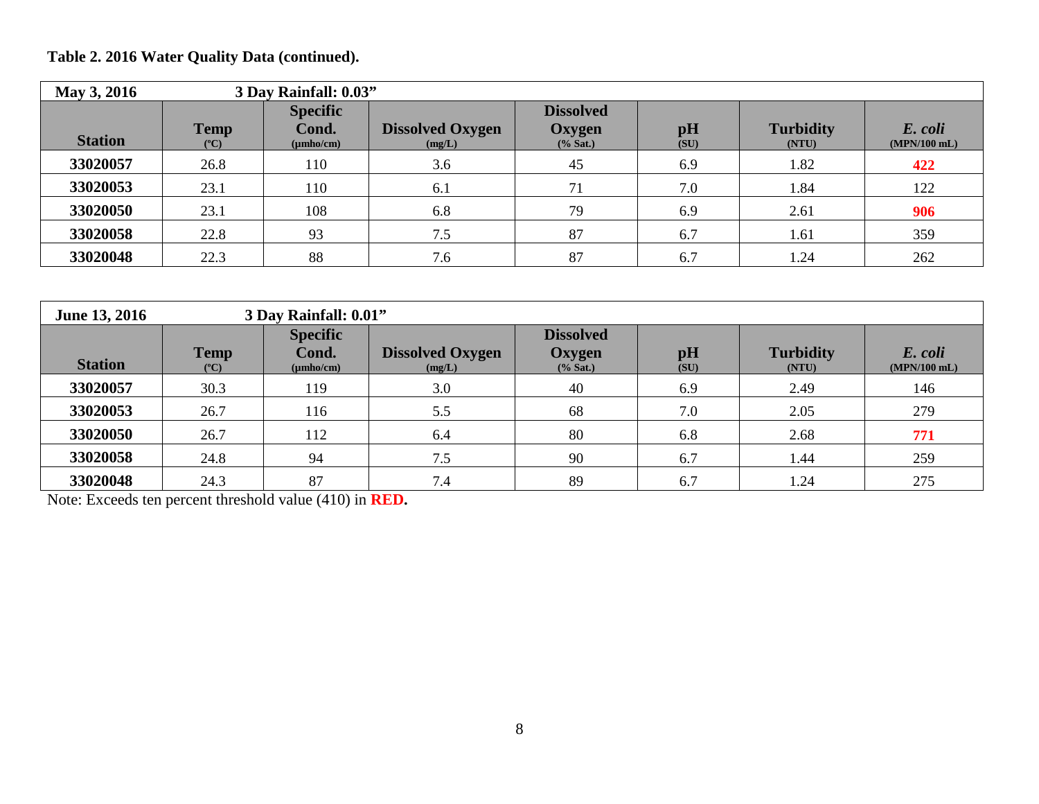**Table 2. 2016 Water Quality Data (continued).**

| **May 3, 2016** | **3 Day Rainfall: 0.03”** | | | | | | |
|---|---|---|---|---|---|---|---|
| **Station** | **Temp** (°C) | **Specific Cond.** (µmho/cm) | **Dissolved Oxygen** (mg/L) | **Dissolved Oxygen** (% Sat.) | **pH** (SU) | **Turbidity** (NTU) | ***E. coli*** (MPN/100 mL) |
| **33020057** | 26.8 | 110 | 3.6 | 45 | 6.9 | 1.82 | **422** |
| **33020053** | 23.1 | 110 | 6.1 | 71 | 7.0 | 1.84 | 122 |
| **33020050** | 23.1 | 108 | 6.8 | 79 | 6.9 | 2.61 | **906** |
| **33020058** | 22.8 | 93 | 7.5 | 87 | 6.7 | 1.61 | 359 |
| **33020048** | 22.3 | 88 | 7.6 | 87 | 6.7 | 1.24 | 262 |

| **June 13, 2016** | **3 Day Rainfall: 0.01”** | | | | | | |
|---|---|---|---|---|---|---|---|
| **Station** | **Temp** (°C) | **Specific Cond.** (µmho/cm) | **Dissolved Oxygen** (mg/L) | **Dissolved Oxygen** (% Sat.) | **pH** (SU) | **Turbidity** (NTU) | ***E. coli*** (MPN/100 mL) |
| **33020057** | 30.3 | 119 | 3.0 | 40 | 6.9 | 2.49 | 146 |
| **33020053** | 26.7 | 116 | 5.5 | 68 | 7.0 | 2.05 | 279 |
| **33020050** | 26.7 | 112 | 6.4 | 80 | 6.8 | 2.68 | **771** |
| **33020058** | 24.8 | 94 | 7.5 | 90 | 6.7 | 1.44 | 259 |
| **33020048** | 24.3 | 87 | 7.4 | 89 | 6.7 | 1.24 | 275 |

Note: Exceeds ten percent threshold value (410) in **RED.**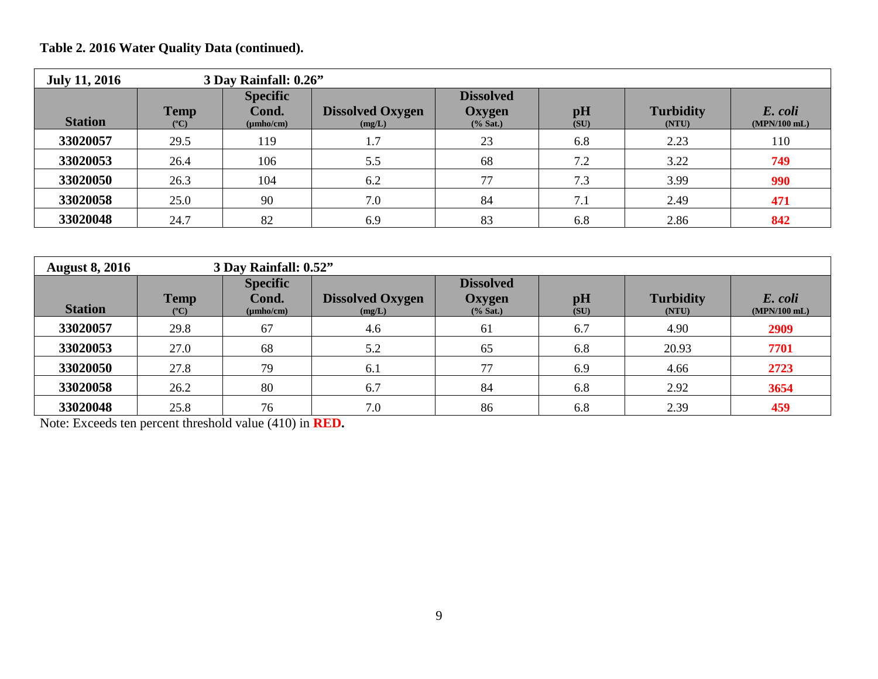**Table 2. 2016 Water Quality Data (continued).**

| **July 11, 2016** | **3 Day Rainfall: 0.26"** | | | | | | |
|---|---|---|---|---|---|---|---|
| **Station** | **Temp** (°C) | **Specific Cond.** (µmho/cm) | **Dissolved Oxygen** (mg/L) | **Dissolved Oxygen** (% Sat.) | **pH** (SU) | **Turbidity** (NTU) | ***E. coli*** (MPN/100 mL) |
| **33020057** | 29.5 | 119 | 1.7 | 23 | 6.8 | 2.23 | 110 |
| **33020053** | 26.4 | 106 | 5.5 | 68 | 7.2 | 3.22 | **749** |
| **33020050** | 26.3 | 104 | 6.2 | 77 | 7.3 | 3.99 | **990** |
| **33020058** | 25.0 | 90 | 7.0 | 84 | 7.1 | 2.49 | **471** |
| **33020048** | 24.7 | 82 | 6.9 | 83 | 6.8 | 2.86 | **842** |

| **August 8, 2016** | **3 Day Rainfall: 0.52"** | | | | | | |
|---|---|---|---|---|---|---|---|
| **Station** | **Temp** (°C) | **Specific Cond.** (µmho/cm) | **Dissolved Oxygen** (mg/L) | **Dissolved Oxygen** (% Sat.) | **pH** (SU) | **Turbidity** (NTU) | ***E. coli*** (MPN/100 mL) |
| **33020057** | 29.8 | 67 | 4.6 | 61 | 6.7 | 4.90 | **2909** |
| **33020053** | 27.0 | 68 | 5.2 | 65 | 6.8 | 20.93 | **7701** |
| **33020050** | 27.8 | 79 | 6.1 | 77 | 6.9 | 4.66 | **2723** |
| **33020058** | 26.2 | 80 | 6.7 | 84 | 6.8 | 2.92 | **3654** |
| **33020048** | 25.8 | 76 | 7.0 | 86 | 6.8 | 2.39 | **459** |

Note: Exceeds ten percent threshold value (410) in **RED.**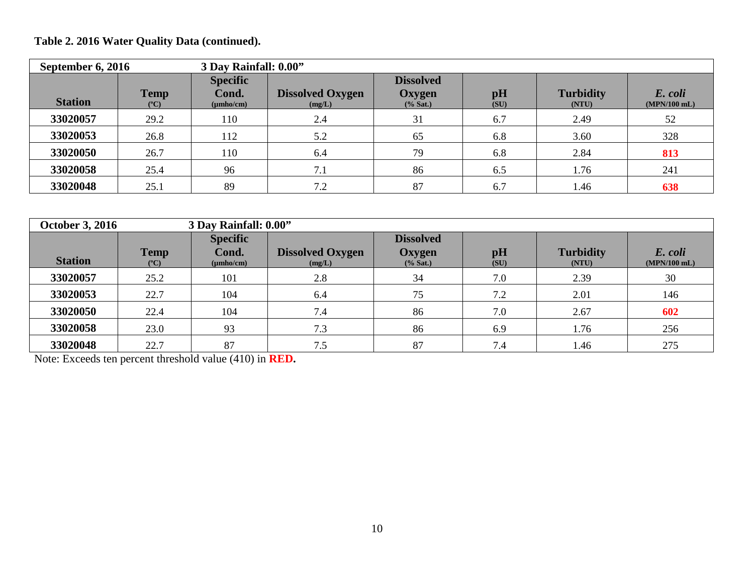**Table 2. 2016 Water Quality Data (continued).**

| September 6, 2016 | | 3 Day Rainfall: 0.00” | | | | | |
|---|---|---|---|---|---|---|---|
| **Station** | **Temp** (°C) | **Specific Cond.** (µmho/cm) | **Dissolved Oxygen** (mg/L) | **Dissolved Oxygen** (% Sat.) | **pH** (SU) | **Turbidity** (NTU) | ***E. coli*** (MPN/100 mL) |
| **33020057** | 29.2 | 110 | 2.4 | 31 | 6.7 | 2.49 | 52 |
| **33020053** | 26.8 | 112 | 5.2 | 65 | 6.8 | 3.60 | 328 |
| **33020050** | 26.7 | 110 | 6.4 | 79 | 6.8 | 2.84 | **813** |
| **33020058** | 25.4 | 96 | 7.1 | 86 | 6.5 | 1.76 | 241 |
| **33020048** | 25.1 | 89 | 7.2 | 87 | 6.7 | 1.46 | **638** |

| October 3, 2016 | | 3 Day Rainfall: 0.00” | | | | | |
|---|---|---|---|---|---|---|---|
| **Station** | **Temp** (°C) | **Specific Cond.** (µmho/cm) | **Dissolved Oxygen** (mg/L) | **Dissolved Oxygen** (% Sat.) | **pH** (SU) | **Turbidity** (NTU) | ***E. coli*** (MPN/100 mL) |
| **33020057** | 25.2 | 101 | 2.8 | 34 | 7.0 | 2.39 | 30 |
| **33020053** | 22.7 | 104 | 6.4 | 75 | 7.2 | 2.01 | 146 |
| **33020050** | 22.4 | 104 | 7.4 | 86 | 7.0 | 2.67 | **602** |
| **33020058** | 23.0 | 93 | 7.3 | 86 | 6.9 | 1.76 | 256 |
| **33020048** | 22.7 | 87 | 7.5 | 87 | 7.4 | 1.46 | 275 |

Note: Exceeds ten percent threshold value (410) in **RED.**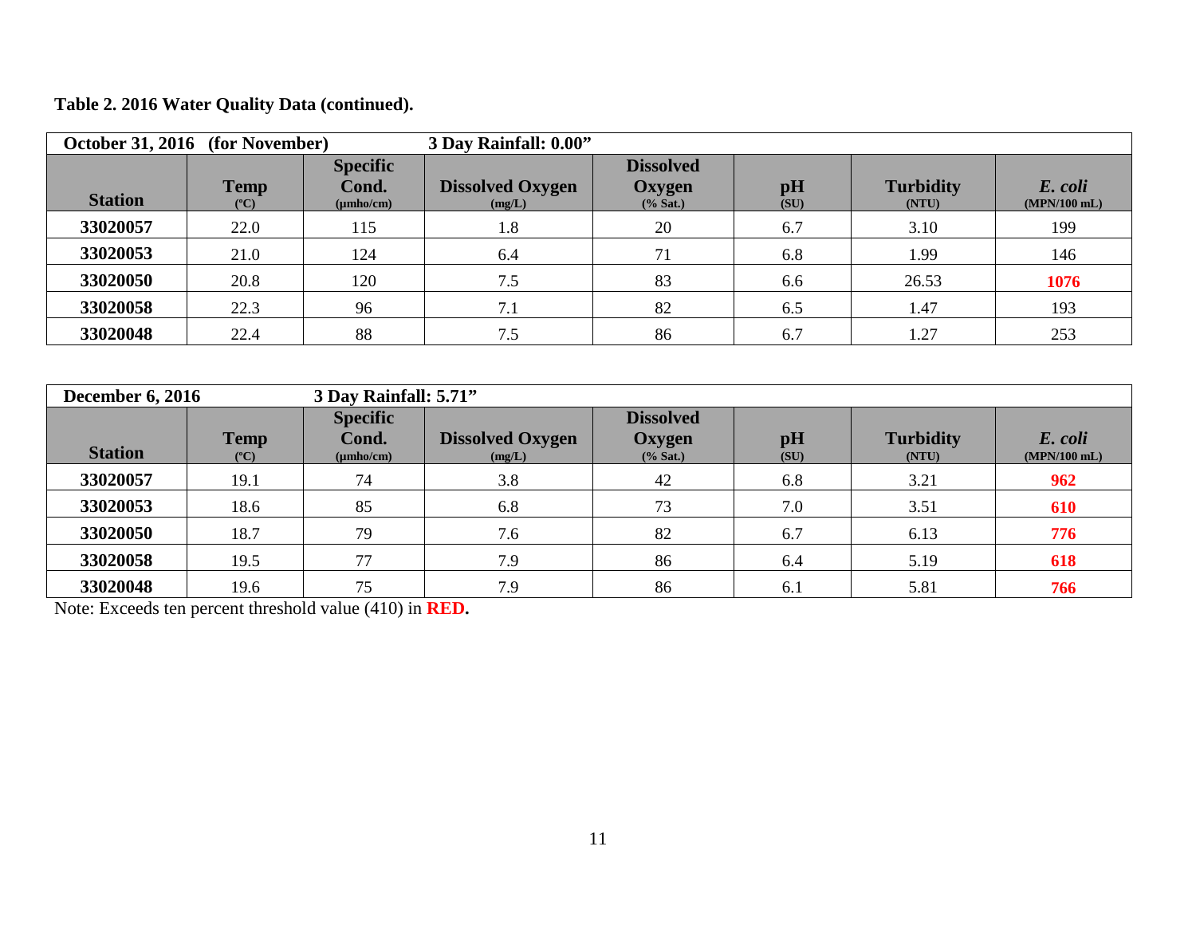**Table 2. 2016 Water Quality Data (continued).**

| October 31, 2016 (for November) | | | 3 Day Rainfall: 0.00" | | | | |
|---|---|---|---|---|---|---|---|
| **Station** | **Temp** (°C) | **Specific Cond.** (µmho/cm) | **Dissolved Oxygen** (mg/L) | **Dissolved Oxygen** (% Sat.) | **pH** (SU) | **Turbidity** (NTU) | ***E. coli*** (MPN/100 mL) |
| **33020057** | 22.0 | 115 | 1.8 | 20 | 6.7 | 3.10 | 199 |
| **33020053** | 21.0 | 124 | 6.4 | 71 | 6.8 | 1.99 | 146 |
| **33020050** | 20.8 | 120 | 7.5 | 83 | 6.6 | 26.53 | **1076** |
| **33020058** | 22.3 | 96 | 7.1 | 82 | 6.5 | 1.47 | 193 |
| **33020048** | 22.4 | 88 | 7.5 | 86 | 6.7 | 1.27 | 253 |

| December 6, 2016 | | 3 Day Rainfall: 5.71" | | | | | |
|---|---|---|---|---|---|---|---|
| **Station** | **Temp** (°C) | **Specific Cond.** (µmho/cm) | **Dissolved Oxygen** (mg/L) | **Dissolved Oxygen** (% Sat.) | **pH** (SU) | **Turbidity** (NTU) | ***E. coli*** (MPN/100 mL) |
| **33020057** | 19.1 | 74 | 3.8 | 42 | 6.8 | 3.21 | **962** |
| **33020053** | 18.6 | 85 | 6.8 | 73 | 7.0 | 3.51 | **610** |
| **33020050** | 18.7 | 79 | 7.6 | 82 | 6.7 | 6.13 | **776** |
| **33020058** | 19.5 | 77 | 7.9 | 86 | 6.4 | 5.19 | **618** |
| **33020048** | 19.6 | 75 | 7.9 | 86 | 6.1 | 5.81 | **766** |

Note: Exceeds ten percent threshold value (410) in **RED.**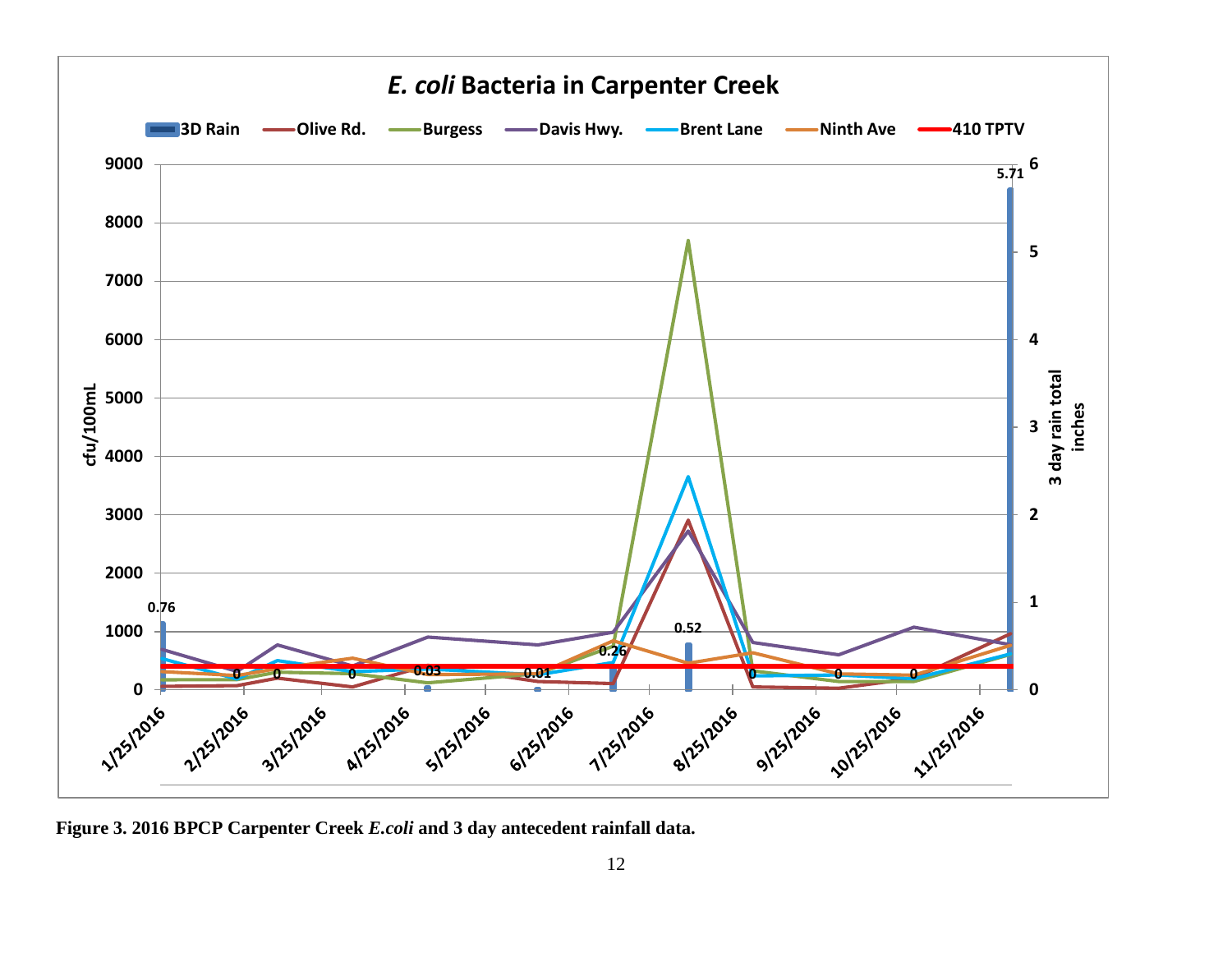**Figure 3. 2016 BPCP Carpenter Creek *E.coli* and 3 day antecedent rainfall data.**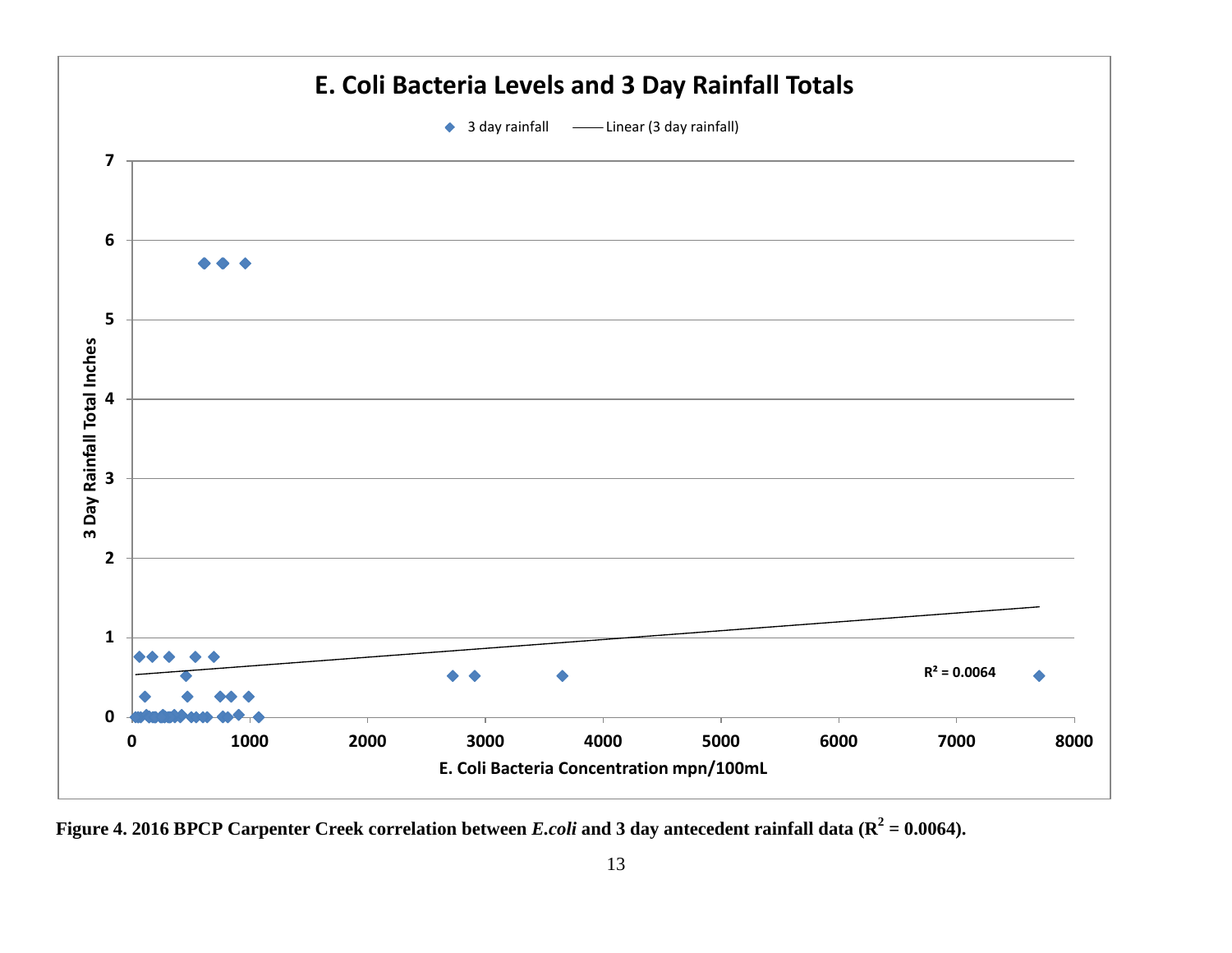**Figure 4. 2016 BPCP Carpenter Creek correlation between *E.coli* and 3 day antecedent rainfall data ($R^2$ = 0.0064).**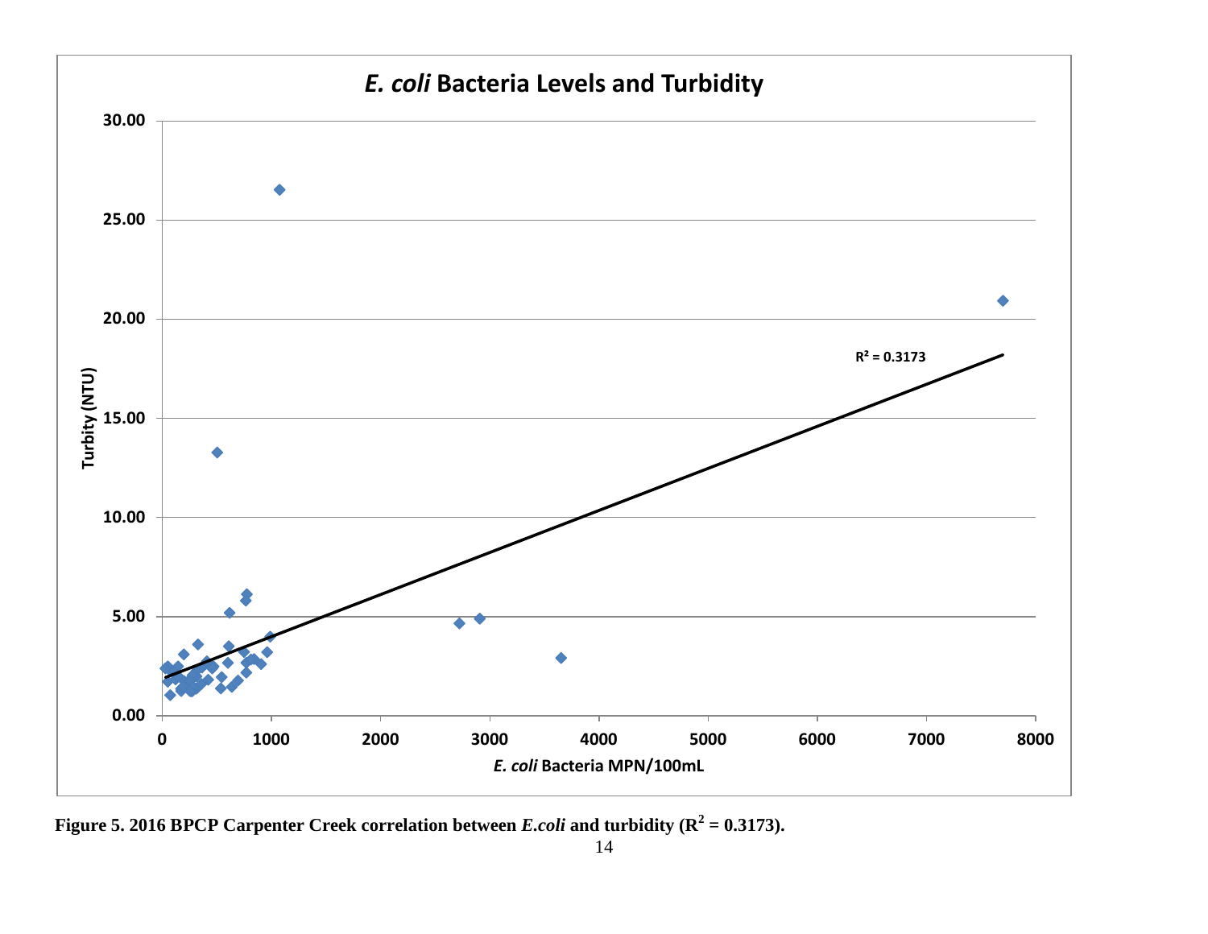**Figure 5. 2016 BPCP Carpenter Creek correlation between *E.coli* and turbidity ($R^2$ = 0.3173).**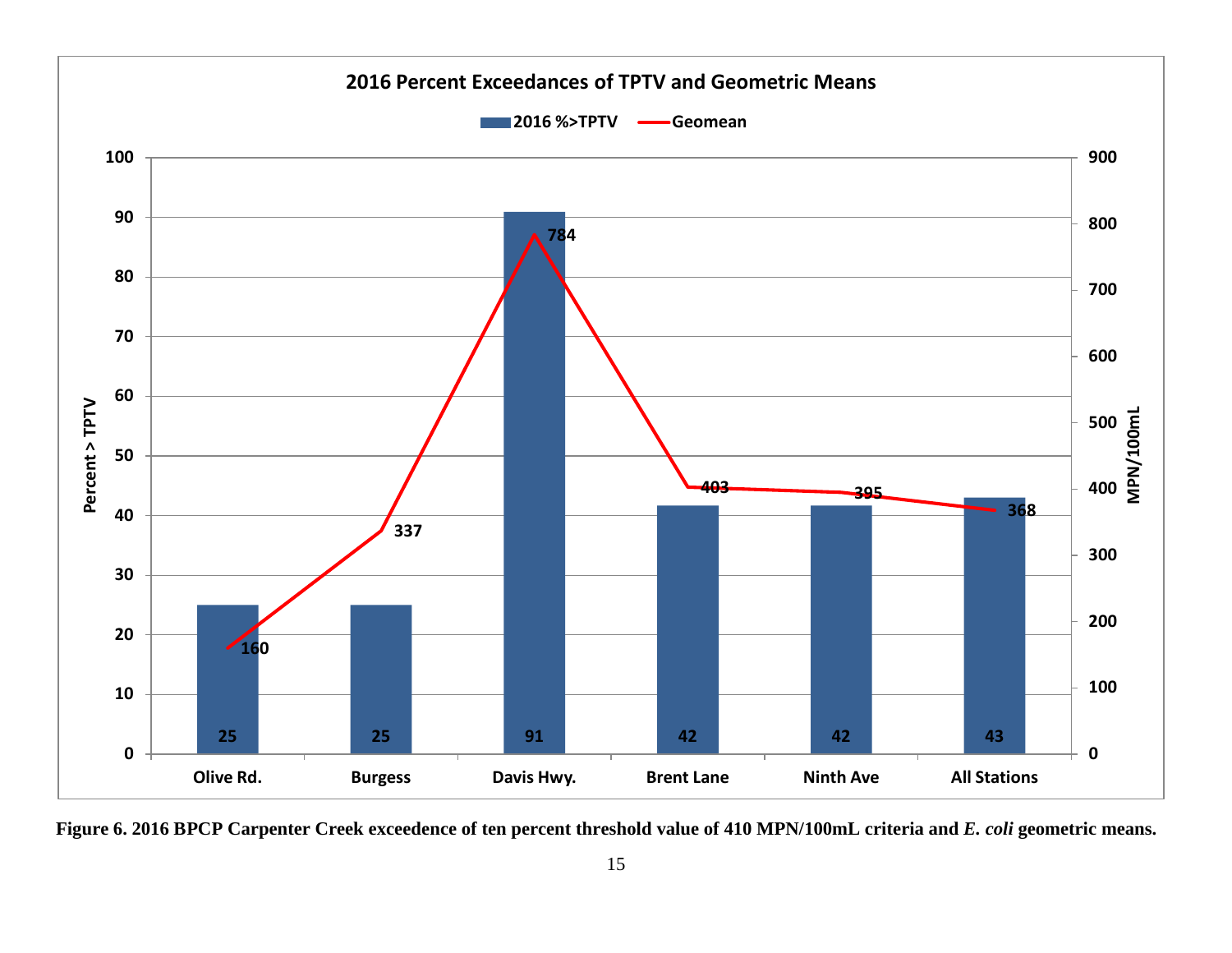**2016 Percent Exceedances of TPTV and Geometric Means**

| Station | 2016 %>TPTV | Geomean (MPN/100mL) |
|---|---|---|
| Olive Rd. | 25 | 160 |
| Burgess | 25 | 337 |
| Davis Hwy. | 91 | 784 |
| Brent Lane | 42 | 403 |
| Ninth Ave | 42 | 395 |
| All Stations | 43 | 368 |

**Figure 6. 2016 BPCP Carpenter Creek exceedence of ten percent threshold value of 410 MPN/100mL criteria and *E. coli* geometric means.**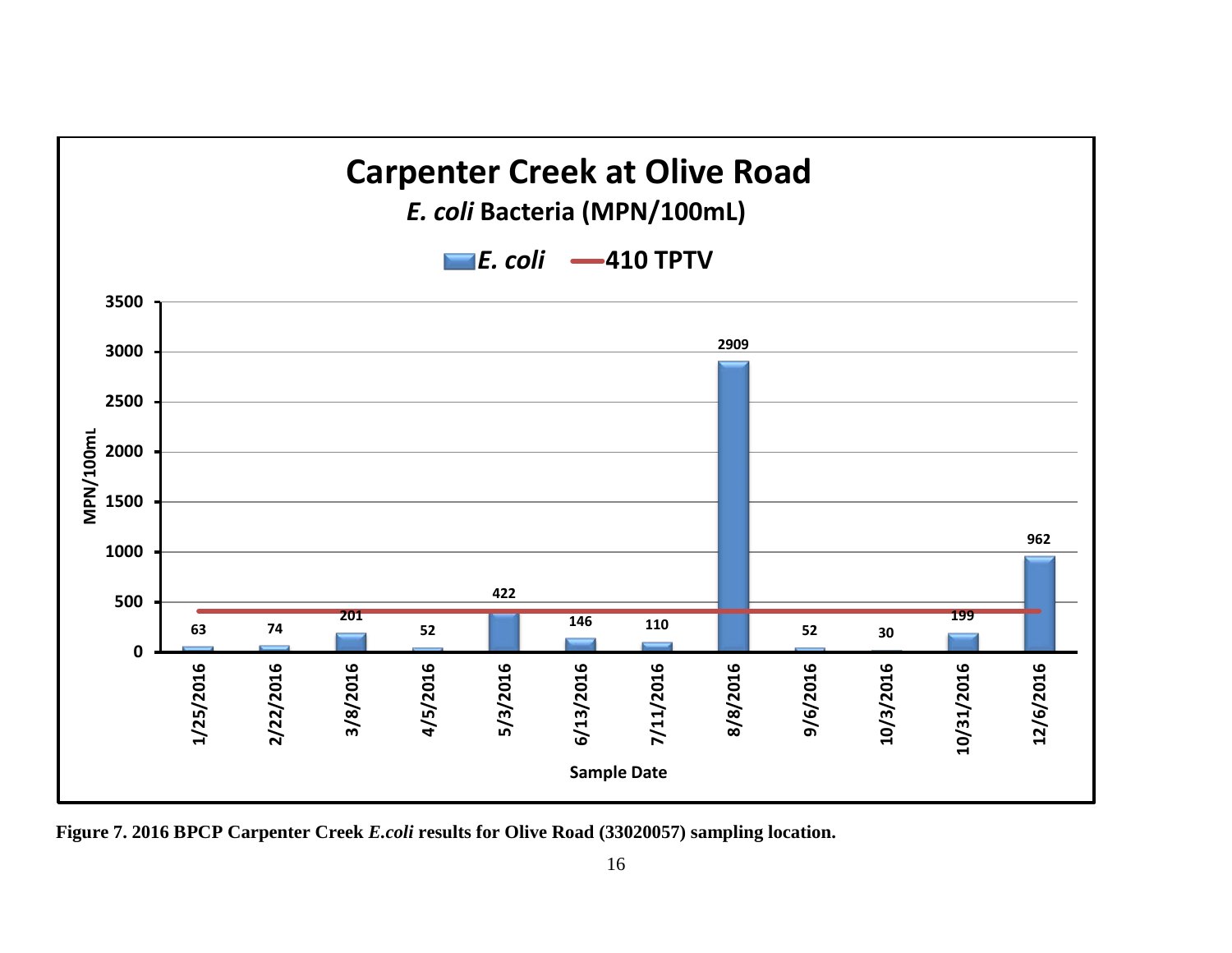# Carpenter Creek at Olive Road

***E. coli*** **Bacteria (MPN/100mL)**

| Sample Date | *E. coli* (MPN/100mL) | 410 TPTV |
|---|---|---|
| 1/25/2016 | 63 | 410 |
| 2/22/2016 | 74 | 410 |
| 3/8/2016 | 201 | 410 |
| 4/5/2016 | 52 | 410 |
| 5/3/2016 | 422 | 410 |
| 6/13/2016 | 146 | 410 |
| 7/11/2016 | 110 | 410 |
| 8/8/2016 | 2909 | 410 |
| 9/6/2016 | 52 | 410 |
| 10/3/2016 | 30 | 410 |
| 10/31/2016 | 199 | 410 |
| 12/6/2016 | 962 | 410 |

**Figure 7. 2016 BPCP Carpenter Creek *E.coli* results for Olive Road (33020057) sampling location.**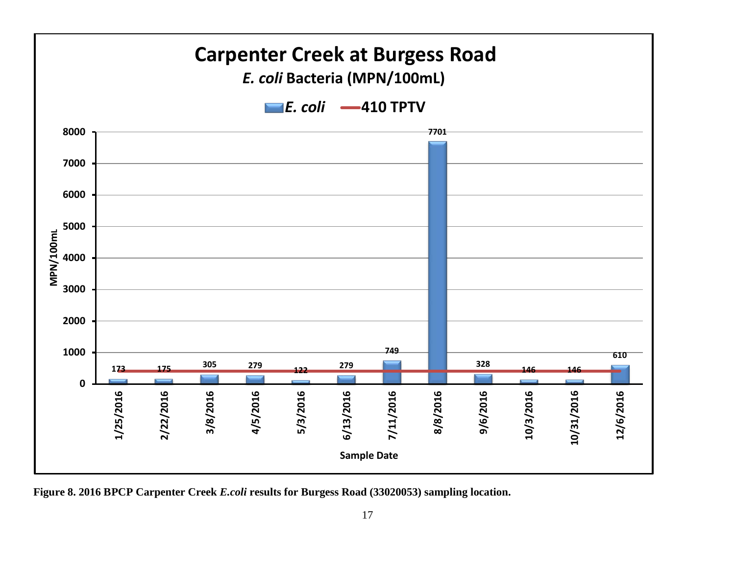# Carpenter Creek at Burgess Road

*E. coli* Bacteria (MPN/100mL)

| Sample Date | *E. coli* (MPN/100mL) | 410 TPTV |
| --- | --- | --- |
| 1/25/2016 | 173 | 410 |
| 2/22/2016 | 175 | 410 |
| 3/8/2016 | 305 | 410 |
| 4/5/2016 | 279 | 410 |
| 5/3/2016 | 122 | 410 |
| 6/13/2016 | 279 | 410 |
| 7/11/2016 | 749 | 410 |
| 8/8/2016 | 7701 | 410 |
| 9/6/2016 | 328 | 410 |
| 10/3/2016 | 146 | 410 |
| 10/31/2016 | 146 | 410 |
| 12/6/2016 | 610 | 410 |

**Figure 8. 2016 BPCP Carpenter Creek *E.coli* results for Burgess Road (33020053) sampling location.**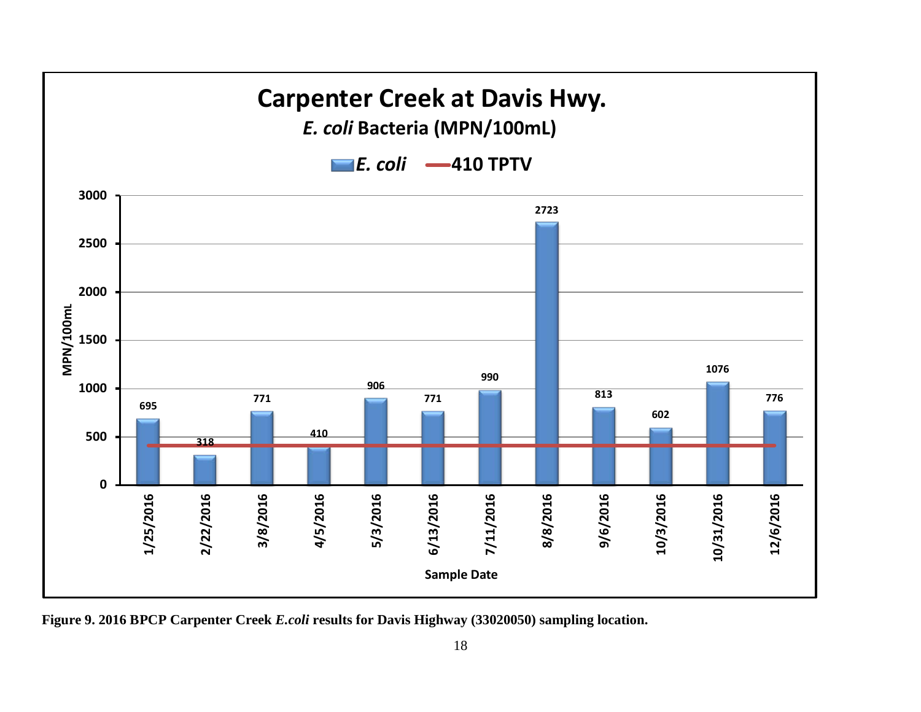**Carpenter Creek at Davis Hwy.**

***E. coli* Bacteria (MPN/100mL)**

| Sample Date | *E. coli* (MPN/100mL) | 410 TPTV |
|---|---|---|
| 1/25/2016 | 695 | 410 |
| 2/22/2016 | 318 | 410 |
| 3/8/2016 | 771 | 410 |
| 4/5/2016 | 410 | 410 |
| 5/3/2016 | 906 | 410 |
| 6/13/2016 | 771 | 410 |
| 7/11/2016 | 990 | 410 |
| 8/8/2016 | 2723 | 410 |
| 9/6/2016 | 813 | 410 |
| 10/3/2016 | 602 | 410 |
| 10/31/2016 | 1076 | 410 |
| 12/6/2016 | 776 | 410 |

**Figure 9. 2016 BPCP Carpenter Creek *E.coli* results for Davis Highway (33020050) sampling location.**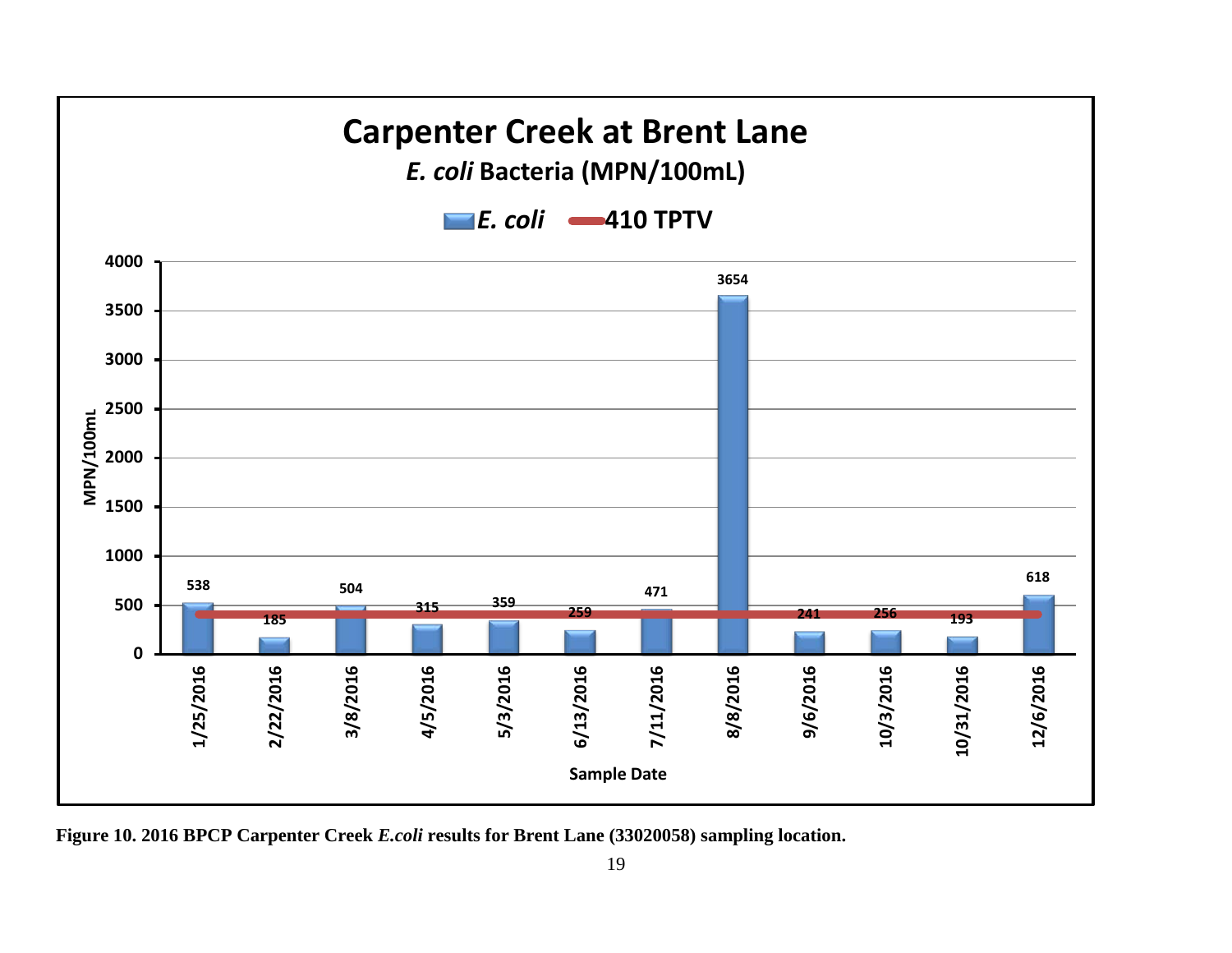**Carpenter Creek at Brent Lane**

***E. coli* Bacteria (MPN/100mL)**

| Sample Date | *E. coli* (MPN/100mL) | 410 TPTV |
|---|---|---|
| 1/25/2016 | 538 | 410 |
| 2/22/2016 | 185 | 410 |
| 3/8/2016 | 504 | 410 |
| 4/5/2016 | 315 | 410 |
| 5/3/2016 | 359 | 410 |
| 6/13/2016 | 259 | 410 |
| 7/11/2016 | 471 | 410 |
| 8/8/2016 | 3654 | 410 |
| 9/6/2016 | 241 | 410 |
| 10/3/2016 | 256 | 410 |
| 10/31/2016 | 193 | 410 |
| 12/6/2016 | 618 | 410 |

**Figure 10. 2016 BPCP Carpenter Creek *E.coli* results for Brent Lane (33020058) sampling location.**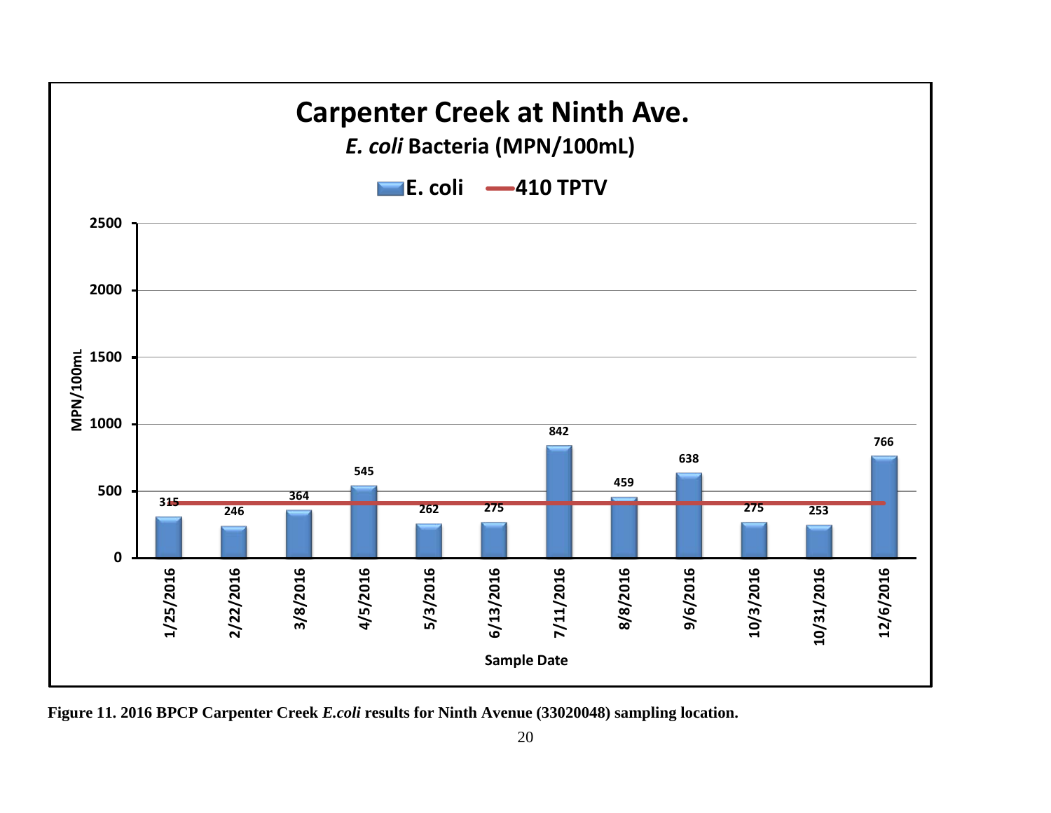Carpenter Creek at Ninth Ave.

*E. coli* Bacteria (MPN/100mL)

E. coli

410 TPTV

MPN/100mL

2500

2000

1500

1000

500

0

315

246

364

545

262

275

842

459

638

275

253

766

1/25/2016

2/22/2016

3/8/2016

4/5/2016

5/3/2016

6/13/2016

7/11/2016

8/8/2016

9/6/2016

10/3/2016

10/31/2016

12/6/2016

Sample Date

**Figure 11. 2016 BPCP Carpenter Creek *E.coli* results for Ninth Avenue (33020048) sampling location.**